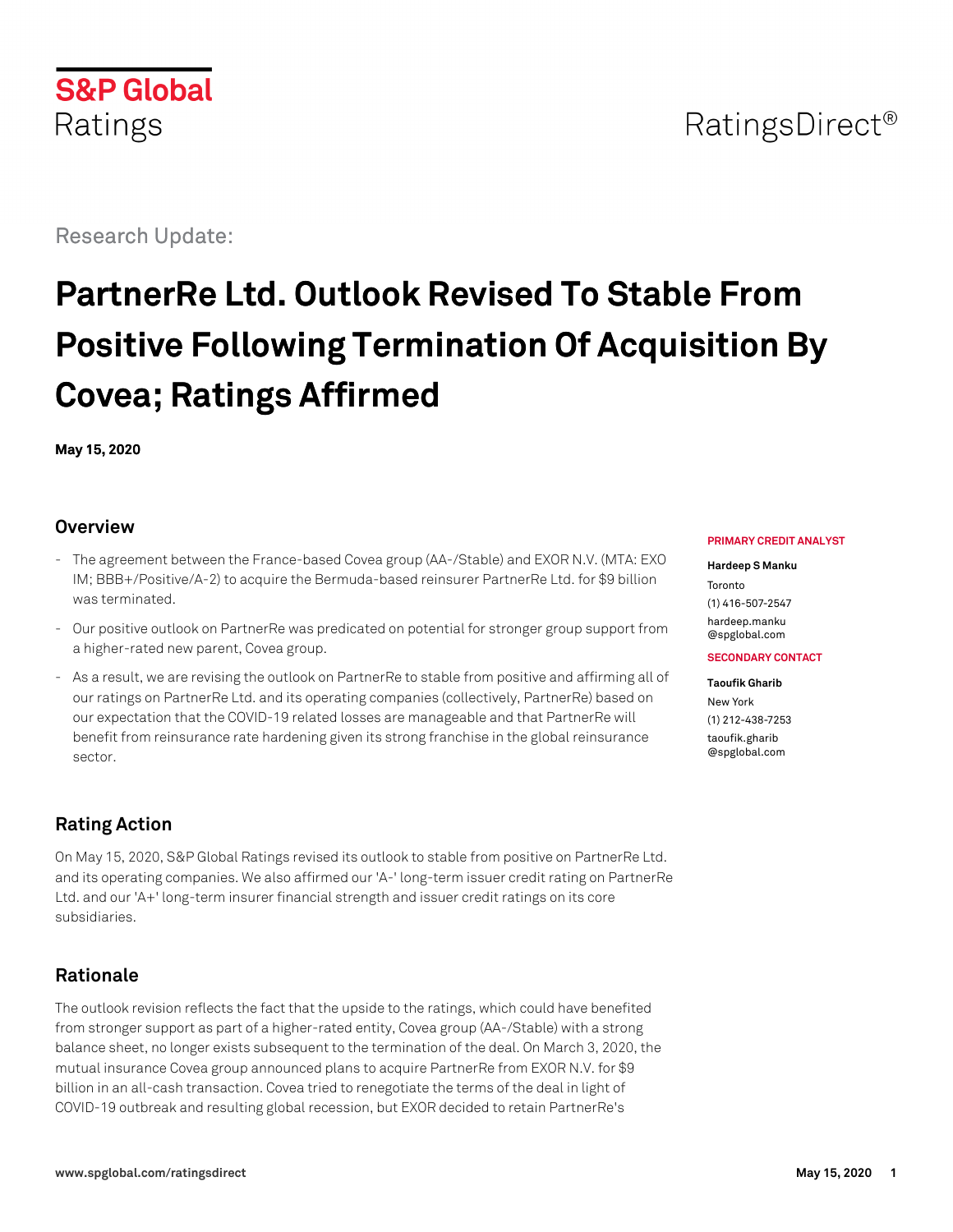Research Update:

# PartnerRe Ltd. Outlook Revised To Stable From Positive Following Termination Of Acquisition By Covea; Ratings Affirmed

**May 15, 2020**

## Overview

- The agreement between the France-based Covea group (AA-/Stable) and EXOR N.V. (MTA: EXO IM; BBB+/Positive/A-2) to acquire the Bermuda-based reinsurer PartnerRe Ltd. for $9 billion was terminated.
- Our positive outlook on PartnerRe was predicated on potential for stronger group support from a higher-rated new parent, Covea group.
- As a result, we are revising the outlook on PartnerRe to stable from positive and affirming all of our ratings on PartnerRe Ltd. and its operating companies (collectively, PartnerRe) based on our expectation that the COVID-19 related losses are manageable and that PartnerRe will benefit from reinsurance rate hardening given its strong franchise in the global reinsurance sector.

**PRIMARY CREDIT ANALYST**

**Hardeep S Manku**
Toronto
(1) 416-507-2547
hardeep.manku@spglobal.com

**SECONDARY CONTACT**

**Taoufik Gharib**
New York
(1) 212-438-7253
taoufik.gharib@spglobal.com

## Rating Action

On May 15, 2020, S&P Global Ratings revised its outlook to stable from positive on PartnerRe Ltd. and its operating companies. We also affirmed our 'A-' long-term issuer credit rating on PartnerRe Ltd. and our 'A+' long-term insurer financial strength and issuer credit ratings on its core subsidiaries.

## Rationale

The outlook revision reflects the fact that the upside to the ratings, which could have benefited from stronger support as part of a higher-rated entity, Covea group (AA-/Stable) with a strong balance sheet, no longer exists subsequent to the termination of the deal. On March 3, 2020, the mutual insurance Covea group announced plans to acquire PartnerRe from EXOR N.V. for $9 billion in an all-cash transaction. Covea tried to renegotiate the terms of the deal in light of COVID-19 outbreak and resulting global recession, but EXOR decided to retain PartnerRe's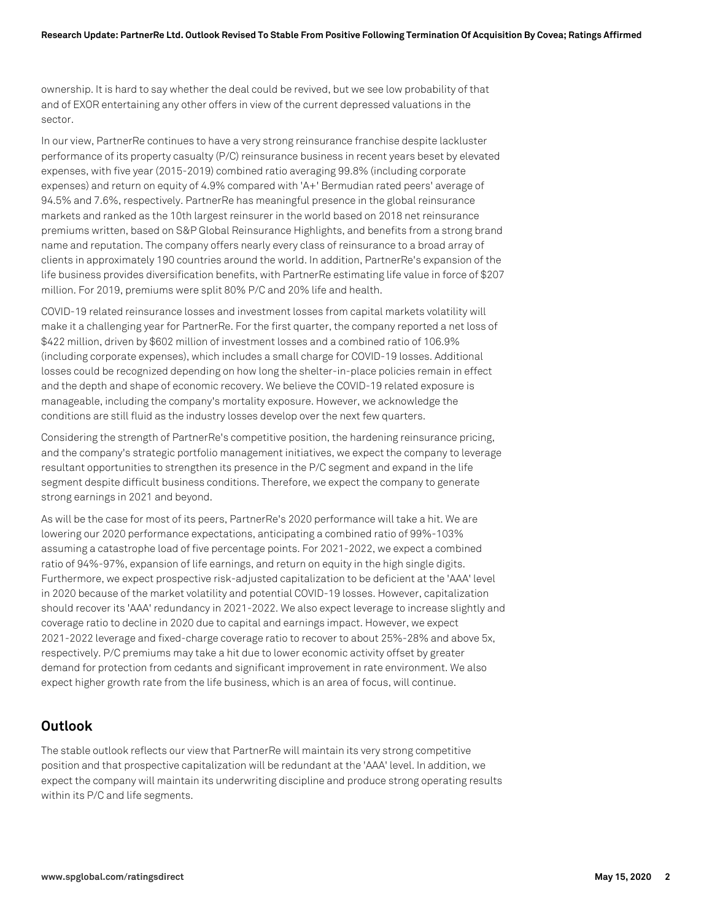ownership. It is hard to say whether the deal could be revived, but we see low probability of that and of EXOR entertaining any other offers in view of the current depressed valuations in the sector.

In our view, PartnerRe continues to have a very strong reinsurance franchise despite lackluster performance of its property casualty (P/C) reinsurance business in recent years beset by elevated expenses, with five year (2015-2019) combined ratio averaging 99.8% (including corporate expenses) and return on equity of 4.9% compared with 'A+' Bermudian rated peers' average of 94.5% and 7.6%, respectively. PartnerRe has meaningful presence in the global reinsurance markets and ranked as the 10th largest reinsurer in the world based on 2018 net reinsurance premiums written, based on S&P Global Reinsurance Highlights, and benefits from a strong brand name and reputation. The company offers nearly every class of reinsurance to a broad array of clients in approximately 190 countries around the world. In addition, PartnerRe's expansion of the life business provides diversification benefits, with PartnerRe estimating life value in force of $207 million. For 2019, premiums were split 80% P/C and 20% life and health.

COVID-19 related reinsurance losses and investment losses from capital markets volatility will make it a challenging year for PartnerRe. For the first quarter, the company reported a net loss of $422 million, driven by $602 million of investment losses and a combined ratio of 106.9% (including corporate expenses), which includes a small charge for COVID-19 losses. Additional losses could be recognized depending on how long the shelter-in-place policies remain in effect and the depth and shape of economic recovery. We believe the COVID-19 related exposure is manageable, including the company's mortality exposure. However, we acknowledge the conditions are still fluid as the industry losses develop over the next few quarters.

Considering the strength of PartnerRe's competitive position, the hardening reinsurance pricing, and the company's strategic portfolio management initiatives, we expect the company to leverage resultant opportunities to strengthen its presence in the P/C segment and expand in the life segment despite difficult business conditions. Therefore, we expect the company to generate strong earnings in 2021 and beyond.

As will be the case for most of its peers, PartnerRe's 2020 performance will take a hit. We are lowering our 2020 performance expectations, anticipating a combined ratio of 99%-103% assuming a catastrophe load of five percentage points. For 2021-2022, we expect a combined ratio of 94%-97%, expansion of life earnings, and return on equity in the high single digits. Furthermore, we expect prospective risk-adjusted capitalization to be deficient at the 'AAA' level in 2020 because of the market volatility and potential COVID-19 losses. However, capitalization should recover its 'AAA' redundancy in 2021-2022. We also expect leverage to increase slightly and coverage ratio to decline in 2020 due to capital and earnings impact. However, we expect 2021-2022 leverage and fixed-charge coverage ratio to recover to about 25%-28% and above 5x, respectively. P/C premiums may take a hit due to lower economic activity offset by greater demand for protection from cedants and significant improvement in rate environment. We also expect higher growth rate from the life business, which is an area of focus, will continue.

## Outlook

The stable outlook reflects our view that PartnerRe will maintain its very strong competitive position and that prospective capitalization will be redundant at the 'AAA' level. In addition, we expect the company will maintain its underwriting discipline and produce strong operating results within its P/C and life segments.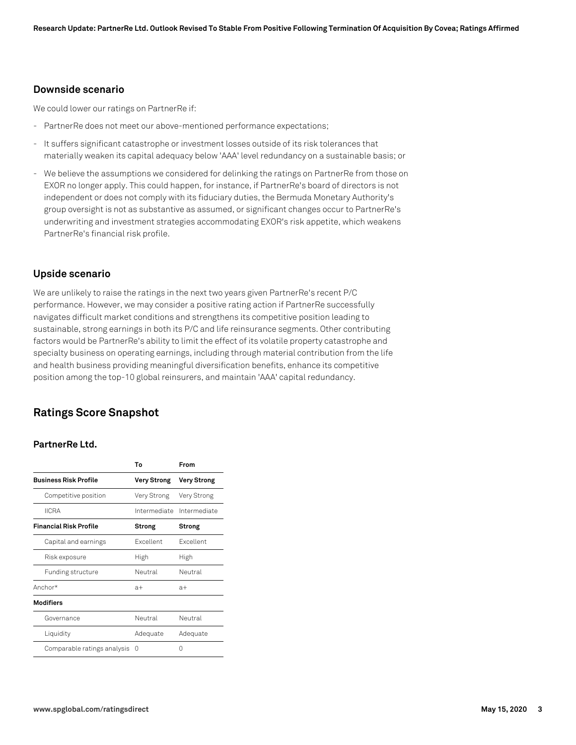### Downside scenario

We could lower our ratings on PartnerRe if:

- PartnerRe does not meet our above-mentioned performance expectations;
- It suffers significant catastrophe or investment losses outside of its risk tolerances that materially weaken its capital adequacy below 'AAA' level redundancy on a sustainable basis; or
- We believe the assumptions we considered for delinking the ratings on PartnerRe from those on EXOR no longer apply. This could happen, for instance, if PartnerRe's board of directors is not independent or does not comply with its fiduciary duties, the Bermuda Monetary Authority's group oversight is not as substantive as assumed, or significant changes occur to PartnerRe's underwriting and investment strategies accommodating EXOR's risk appetite, which weakens PartnerRe's financial risk profile.

### Upside scenario

We are unlikely to raise the ratings in the next two years given PartnerRe's recent P/C performance. However, we may consider a positive rating action if PartnerRe successfully navigates difficult market conditions and strengthens its competitive position leading to sustainable, strong earnings in both its P/C and life reinsurance segments. Other contributing factors would be PartnerRe's ability to limit the effect of its volatile property catastrophe and specialty business on operating earnings, including through material contribution from the life and health business providing meaningful diversification benefits, enhance its competitive position among the top-10 global reinsurers, and maintain 'AAA' capital redundancy.

## Ratings Score Snapshot

### PartnerRe Ltd.

| | To | From |
|---|---|---|
| **Business Risk Profile** | **Very Strong** | **Very Strong** |
| Competitive position | Very Strong | Very Strong |
| IICRA | Intermediate | Intermediate |
| **Financial Risk Profile** | **Strong** | **Strong** |
| Capital and earnings | Excellent | Excellent |
| Risk exposure | High | High |
| Funding structure | Neutral | Neutral |
| Anchor* | a+ | a+ |
| **Modifiers** | | |
| Governance | Neutral | Neutral |
| Liquidity | Adequate | Adequate |
| Comparable ratings analysis | 0 | 0 |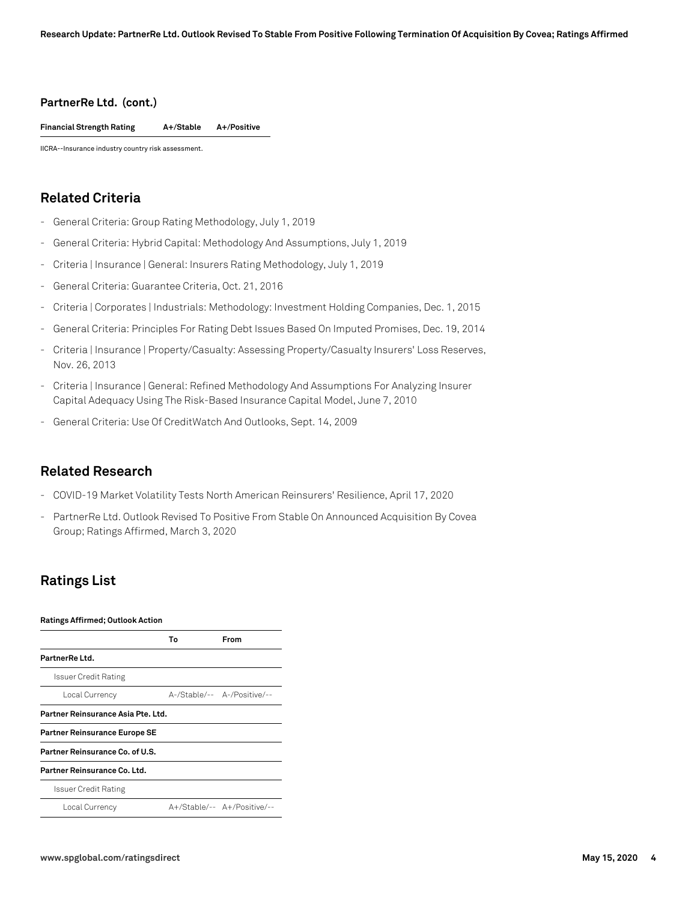**PartnerRe Ltd. (cont.)**

| | | |
|---|---|---|
| **Financial Strength Rating** | **A+/Stable** | **A+/Positive** |

IICRA--Insurance industry country risk assessment.

## Related Criteria

- General Criteria: Group Rating Methodology, July 1, 2019
- General Criteria: Hybrid Capital: Methodology And Assumptions, July 1, 2019
- Criteria | Insurance | General: Insurers Rating Methodology, July 1, 2019
- General Criteria: Guarantee Criteria, Oct. 21, 2016
- Criteria | Corporates | Industrials: Methodology: Investment Holding Companies, Dec. 1, 2015
- General Criteria: Principles For Rating Debt Issues Based On Imputed Promises, Dec. 19, 2014
- Criteria | Insurance | Property/Casualty: Assessing Property/Casualty Insurers' Loss Reserves, Nov. 26, 2013
- Criteria | Insurance | General: Refined Methodology And Assumptions For Analyzing Insurer Capital Adequacy Using The Risk-Based Insurance Capital Model, June 7, 2010
- General Criteria: Use Of CreditWatch And Outlooks, Sept. 14, 2009

## Related Research

- COVID-19 Market Volatility Tests North American Reinsurers' Resilience, April 17, 2020
- PartnerRe Ltd. Outlook Revised To Positive From Stable On Announced Acquisition By Covea Group; Ratings Affirmed, March 3, 2020

## Ratings List

**Ratings Affirmed; Outlook Action**

| | To | From |
|---|---|---|
| **PartnerRe Ltd.** | | |
| Issuer Credit Rating | | |
| Local Currency | A-/Stable/-- | A-/Positive/-- |
| **Partner Reinsurance Asia Pte. Ltd.** | | |
| **Partner Reinsurance Europe SE** | | |
| **Partner Reinsurance Co. of U.S.** | | |
| **Partner Reinsurance Co. Ltd.** | | |
| Issuer Credit Rating | | |
| Local Currency | A+/Stable/-- | A+/Positive/-- |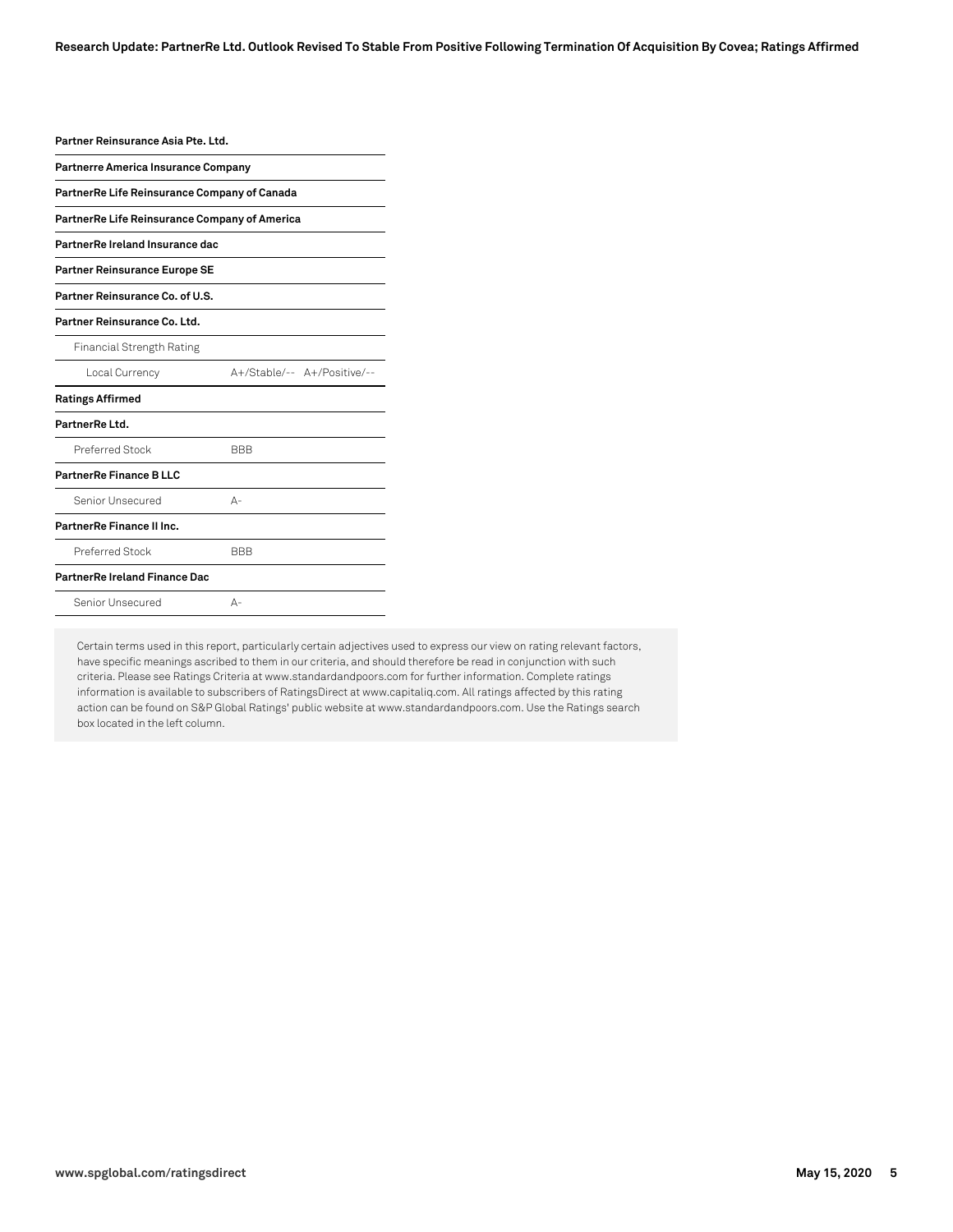| | | |
|---|---|---|
| **Partner Reinsurance Asia Pte. Ltd.** | | |
| **Partnerre America Insurance Company** | | |
| **PartnerRe Life Reinsurance Company of Canada** | | |
| **PartnerRe Life Reinsurance Company of America** | | |
| **PartnerRe Ireland Insurance dac** | | |
| **Partner Reinsurance Europe SE** | | |
| **Partner Reinsurance Co. of U.S.** | | |
| **Partner Reinsurance Co. Ltd.** | | |
| Financial Strength Rating | | |
| Local Currency | A+/Stable/-- | A+/Positive/-- |
| **Ratings Affirmed** | | |
| **PartnerRe Ltd.** | | |
| Preferred Stock | BBB | |
| **PartnerRe Finance B LLC** | | |
| Senior Unsecured | A- | |
| **PartnerRe Finance II Inc.** | | |
| Preferred Stock | BBB | |
| **PartnerRe Ireland Finance Dac** | | |
| Senior Unsecured | A- | |

Certain terms used in this report, particularly certain adjectives used to express our view on rating relevant factors, have specific meanings ascribed to them in our criteria, and should therefore be read in conjunction with such criteria. Please see Ratings Criteria at www.standardandpoors.com for further information. Complete ratings information is available to subscribers of RatingsDirect at www.capitaliq.com. All ratings affected by this rating action can be found on S&P Global Ratings' public website at www.standardandpoors.com. Use the Ratings search box located in the left column.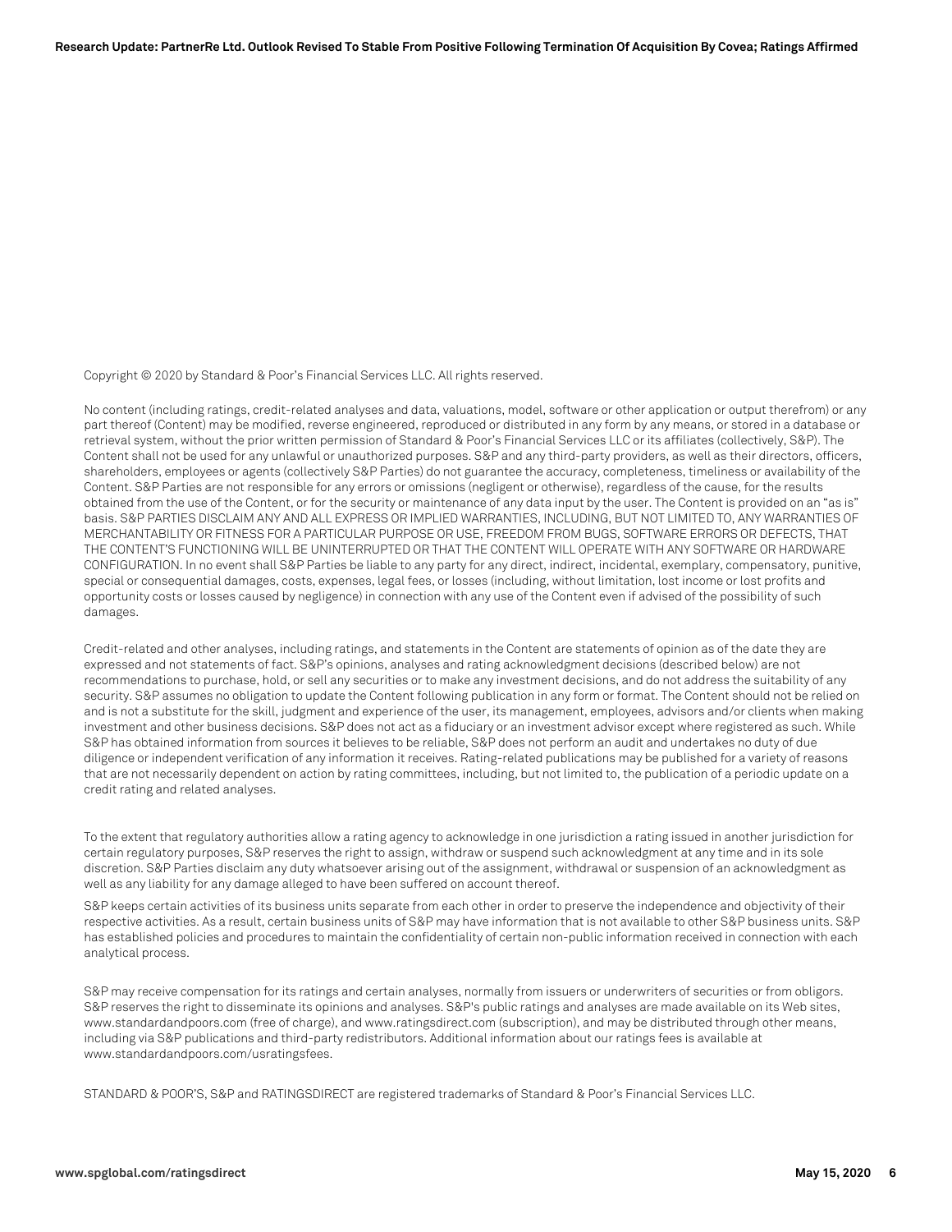Copyright © 2020 by Standard & Poor's Financial Services LLC. All rights reserved.

No content (including ratings, credit-related analyses and data, valuations, model, software or other application or output therefrom) or any part thereof (Content) may be modified, reverse engineered, reproduced or distributed in any form by any means, or stored in a database or retrieval system, without the prior written permission of Standard & Poor's Financial Services LLC or its affiliates (collectively, S&P). The Content shall not be used for any unlawful or unauthorized purposes. S&P and any third-party providers, as well as their directors, officers, shareholders, employees or agents (collectively S&P Parties) do not guarantee the accuracy, completeness, timeliness or availability of the Content. S&P Parties are not responsible for any errors or omissions (negligent or otherwise), regardless of the cause, for the results obtained from the use of the Content, or for the security or maintenance of any data input by the user. The Content is provided on an "as is" basis. S&P PARTIES DISCLAIM ANY AND ALL EXPRESS OR IMPLIED WARRANTIES, INCLUDING, BUT NOT LIMITED TO, ANY WARRANTIES OF MERCHANTABILITY OR FITNESS FOR A PARTICULAR PURPOSE OR USE, FREEDOM FROM BUGS, SOFTWARE ERRORS OR DEFECTS, THAT THE CONTENT'S FUNCTIONING WILL BE UNINTERRUPTED OR THAT THE CONTENT WILL OPERATE WITH ANY SOFTWARE OR HARDWARE CONFIGURATION. In no event shall S&P Parties be liable to any party for any direct, indirect, incidental, exemplary, compensatory, punitive, special or consequential damages, costs, expenses, legal fees, or losses (including, without limitation, lost income or lost profits and opportunity costs or losses caused by negligence) in connection with any use of the Content even if advised of the possibility of such damages.

Credit-related and other analyses, including ratings, and statements in the Content are statements of opinion as of the date they are expressed and not statements of fact. S&P's opinions, analyses and rating acknowledgment decisions (described below) are not recommendations to purchase, hold, or sell any securities or to make any investment decisions, and do not address the suitability of any security. S&P assumes no obligation to update the Content following publication in any form or format. The Content should not be relied on and is not a substitute for the skill, judgment and experience of the user, its management, employees, advisors and/or clients when making investment and other business decisions. S&P does not act as a fiduciary or an investment advisor except where registered as such. While S&P has obtained information from sources it believes to be reliable, S&P does not perform an audit and undertakes no duty of due diligence or independent verification of any information it receives. Rating-related publications may be published for a variety of reasons that are not necessarily dependent on action by rating committees, including, but not limited to, the publication of a periodic update on a credit rating and related analyses.

To the extent that regulatory authorities allow a rating agency to acknowledge in one jurisdiction a rating issued in another jurisdiction for certain regulatory purposes, S&P reserves the right to assign, withdraw or suspend such acknowledgment at any time and in its sole discretion. S&P Parties disclaim any duty whatsoever arising out of the assignment, withdrawal or suspension of an acknowledgment as well as any liability for any damage alleged to have been suffered on account thereof.

S&P keeps certain activities of its business units separate from each other in order to preserve the independence and objectivity of their respective activities. As a result, certain business units of S&P may have information that is not available to other S&P business units. S&P has established policies and procedures to maintain the confidentiality of certain non-public information received in connection with each analytical process.

S&P may receive compensation for its ratings and certain analyses, normally from issuers or underwriters of securities or from obligors. S&P reserves the right to disseminate its opinions and analyses. S&P's public ratings and analyses are made available on its Web sites, www.standardandpoors.com (free of charge), and www.ratingsdirect.com (subscription), and may be distributed through other means, including via S&P publications and third-party redistributors. Additional information about our ratings fees is available at www.standardandpoors.com/usratingsfees.

STANDARD & POOR'S, S&P and RATINGSDIRECT are registered trademarks of Standard & Poor's Financial Services LLC.